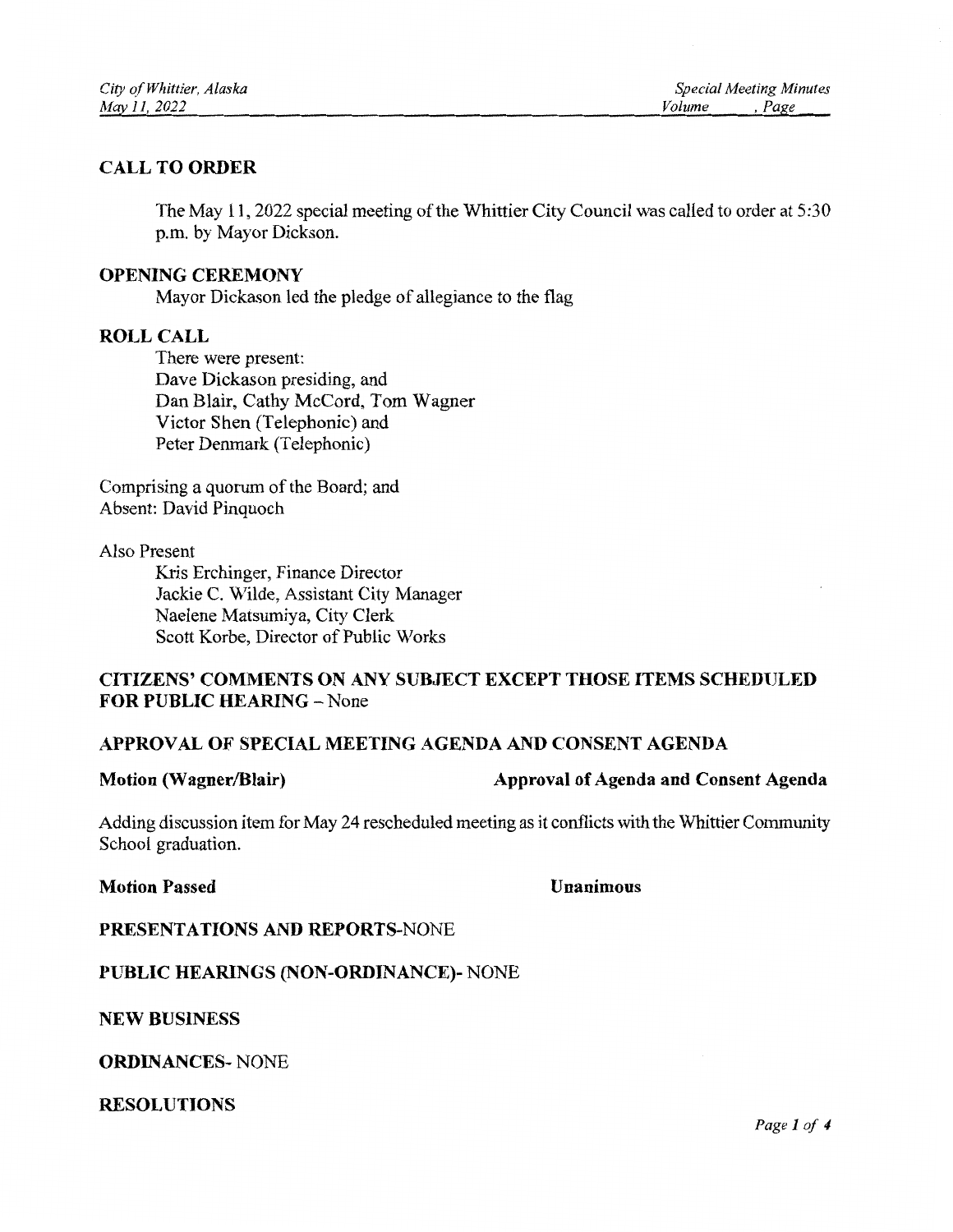## CALL TO ORDER

The May 11, 2022 special meeting of the Whittier City Council was called to order at 5:30 p.m. by Mayor Dickson.

## OPENING CEREMONY

Mayor Dickason led the pledge of allegiance to the flag

## ROLL CALL

There were present:
Dave Dickason presiding, and
Dan Blair, Cathy McCord, Tom Wagner
Victor Shen (Telephonic) and
Peter Denmark (Telephonic)

Comprising a quorum of the Board; and
Absent: David Pinquoch

Also Present

Kris Erchinger, Finance Director
Jackie C. Wilde, Assistant City Manager
Naelene Matsumiya, City Clerk
Scott Korbe, Director of Public Works

## CITIZENS' COMMENTS ON ANY SUBJECT EXCEPT THOSE ITEMS SCHEDULED FOR PUBLIC HEARING – None

## APPROVAL OF SPECIAL MEETING AGENDA AND CONSENT AGENDA

**Motion (Wagner/Blair)** **Approval of Agenda and Consent Agenda**

Adding discussion item for May 24 rescheduled meeting as it conflicts with the Whittier Community School graduation.

**Motion Passed** **Unanimous**

## PRESENTATIONS AND REPORTS-NONE

## PUBLIC HEARINGS (NON-ORDINANCE)- NONE

## NEW BUSINESS

## ORDINANCES- NONE

## RESOLUTIONS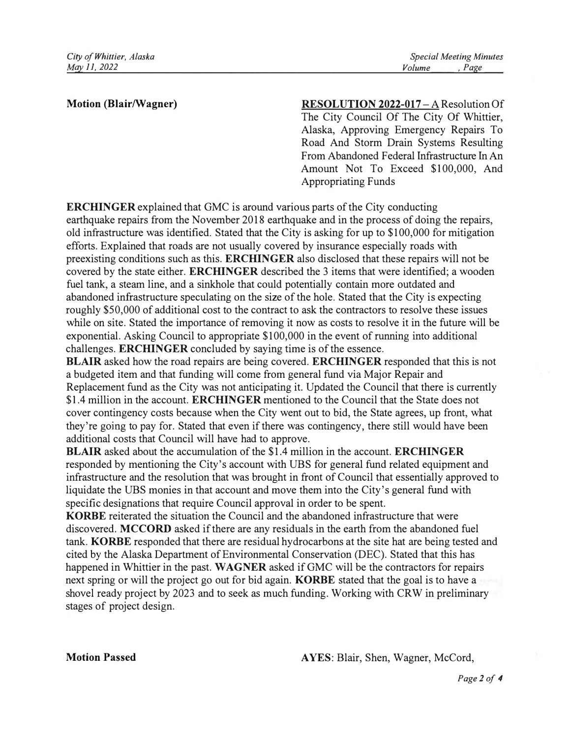**Motion (Blair/Wagner)**

**RESOLUTION 2022-017** – A Resolution Of The City Council Of The City Of Whittier, Alaska, Approving Emergency Repairs To Road And Storm Drain Systems Resulting From Abandoned Federal Infrastructure In An Amount Not To Exceed $100,000, And Appropriating Funds

**ERCHINGER** explained that GMC is around various parts of the City conducting earthquake repairs from the November 2018 earthquake and in the process of doing the repairs, old infrastructure was identified. Stated that the City is asking for up to $100,000 for mitigation efforts. Explained that roads are not usually covered by insurance especially roads with preexisting conditions such as this. **ERCHINGER** also disclosed that these repairs will not be covered by the state either. **ERCHINGER** described the 3 items that were identified; a wooden fuel tank, a steam line, and a sinkhole that could potentially contain more outdated and abandoned infrastructure speculating on the size of the hole. Stated that the City is expecting roughly $50,000 of additional cost to the contract to ask the contractors to resolve these issues while on site. Stated the importance of removing it now as costs to resolve it in the future will be exponential. Asking Council to appropriate $100,000 in the event of running into additional challenges. **ERCHINGER** concluded by saying time is of the essence.

**BLAIR** asked how the road repairs are being covered. **ERCHINGER** responded that this is not a budgeted item and that funding will come from general fund via Major Repair and Replacement fund as the City was not anticipating it. Updated the Council that there is currently $1.4 million in the account. **ERCHINGER** mentioned to the Council that the State does not cover contingency costs because when the City went out to bid, the State agrees, up front, what they're going to pay for. Stated that even if there was contingency, there still would have been additional costs that Council will have had to approve.

**BLAIR** asked about the accumulation of the $1.4 million in the account. **ERCHINGER** responded by mentioning the City's account with UBS for general fund related equipment and infrastructure and the resolution that was brought in front of Council that essentially approved to liquidate the UBS monies in that account and move them into the City's general fund with specific designations that require Council approval in order to be spent.

**KORBE** reiterated the situation the Council and the abandoned infrastructure that were discovered. **MCCORD** asked if there are any residuals in the earth from the abandoned fuel tank. **KORBE** responded that there are residual hydrocarbons at the site hat are being tested and cited by the Alaska Department of Environmental Conservation (DEC). Stated that this has happened in Whittier in the past. **WAGNER** asked if GMC will be the contractors for repairs next spring or will the project go out for bid again. **KORBE** stated that the goal is to have a shovel ready project by 2023 and to seek as much funding. Working with CRW in preliminary stages of project design.

**Motion Passed**

**AYES**: Blair, Shen, Wagner, McCord,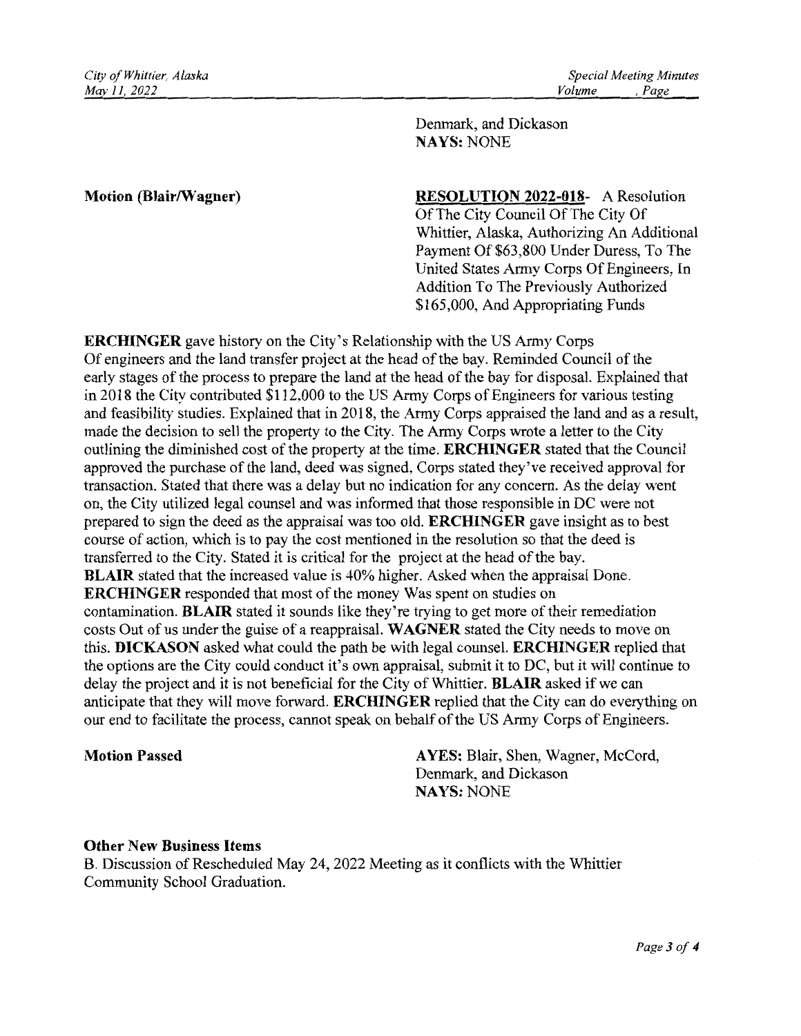Denmark, and Dickason
**NAYS:** NONE

**Motion (Blair/Wagner)**

**RESOLUTION 2022-018**- A Resolution Of The City Council Of The City Of Whittier, Alaska, Authorizing An Additional Payment Of $63,800 Under Duress, To The United States Army Corps Of Engineers, In Addition To The Previously Authorized $165,000, And Appropriating Funds

**ERCHINGER** gave history on the City's Relationship with the US Army Corps Of engineers and the land transfer project at the head of the bay. Reminded Council of the early stages of the process to prepare the land at the head of the bay for disposal. Explained that in 2018 the City contributed $112,000 to the US Army Corps of Engineers for various testing and feasibility studies. Explained that in 2018, the Army Corps appraised the land and as a result, made the decision to sell the property to the City. The Army Corps wrote a letter to the City outlining the diminished cost of the property at the time. **ERCHINGER** stated that the Council approved the purchase of the land, deed was signed. Corps stated they've received approval for transaction. Stated that there was a delay but no indication for any concern. As the delay went on, the City utilized legal counsel and was informed that those responsible in DC were not prepared to sign the deed as the appraisal was too old. **ERCHINGER** gave insight as to best course of action, which is to pay the cost mentioned in the resolution so that the deed is transferred to the City. Stated it is critical for the project at the head of the bay. **BLAIR** stated that the increased value is 40% higher. Asked when the appraisal Done. **ERCHINGER** responded that most of the money Was spent on studies on contamination. **BLAIR** stated it sounds like they're trying to get more of their remediation costs Out of us under the guise of a reappraisal. **WAGNER** stated the City needs to move on this. **DICKASON** asked what could the path be with legal counsel. **ERCHINGER** replied that the options are the City could conduct it's own appraisal, submit it to DC, but it will continue to delay the project and it is not beneficial for the City of Whittier. **BLAIR** asked if we can anticipate that they will move forward. **ERCHINGER** replied that the City can do everything on our end to facilitate the process, cannot speak on behalf of the US Army Corps of Engineers.

**Motion Passed**

**AYES:** Blair, Shen, Wagner, McCord, Denmark, and Dickason
**NAYS:** NONE

**Other New Business Items**

B. Discussion of Rescheduled May 24, 2022 Meeting as it conflicts with the Whittier Community School Graduation.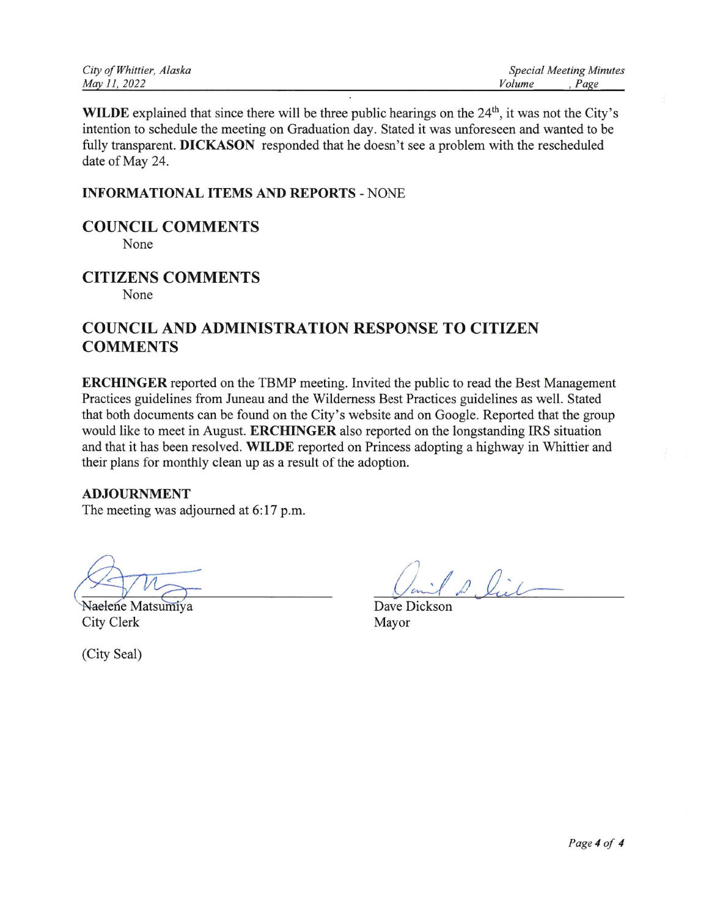**WILDE** explained that since there will be three public hearings on the 24th, it was not the City's intention to schedule the meeting on Graduation day. Stated it was unforeseen and wanted to be fully transparent. **DICKASON** responded that he doesn't see a problem with the rescheduled date of May 24.

**INFORMATIONAL ITEMS AND REPORTS** - NONE

## COUNCIL COMMENTS

None

## CITIZENS COMMENTS

None

## COUNCIL AND ADMINISTRATION RESPONSE TO CITIZEN COMMENTS

**ERCHINGER** reported on the TBMP meeting. Invited the public to read the Best Management Practices guidelines from Juneau and the Wilderness Best Practices guidelines as well. Stated that both documents can be found on the City's website and on Google. Reported that the group would like to meet in August. **ERCHINGER** also reported on the longstanding IRS situation and that it has been resolved. **WILDE** reported on Princess adopting a highway in Whittier and their plans for monthly clean up as a result of the adoption.

**ADJOURNMENT**

The meeting was adjourned at 6:17 p.m.

Naelene Matsumiya
City Clerk

Dave Dickson
Mayor

(City Seal)